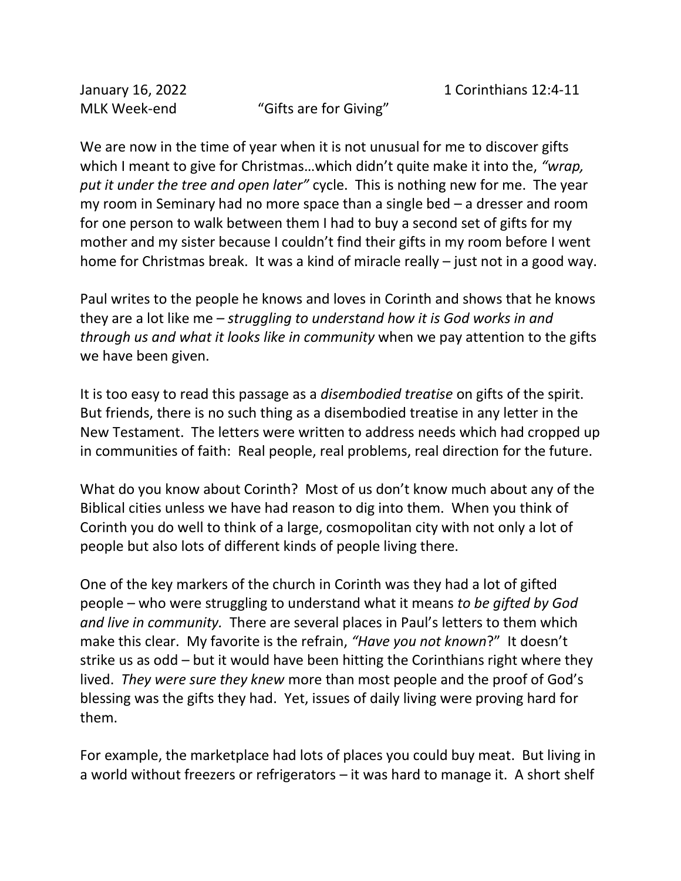January 16, 2022 1 Corinthians 12:4-11

MLK Week-end "Gifts are for Giving"

We are now in the time of year when it is not unusual for me to discover gifts which I meant to give for Christmas…which didn't quite make it into the, *"wrap, put it under the tree and open later"* cycle. This is nothing new for me. The year my room in Seminary had no more space than a single bed – a dresser and room for one person to walk between them I had to buy a second set of gifts for my mother and my sister because I couldn't find their gifts in my room before I went home for Christmas break. It was a kind of miracle really – just not in a good way.

Paul writes to the people he knows and loves in Corinth and shows that he knows they are a lot like me – *struggling to understand how it is God works in and through us and what it looks like in community* when we pay attention to the gifts we have been given.

It is too easy to read this passage as a *disembodied treatise* on gifts of the spirit. But friends, there is no such thing as a disembodied treatise in any letter in the New Testament. The letters were written to address needs which had cropped up in communities of faith: Real people, real problems, real direction for the future.

What do you know about Corinth? Most of us don't know much about any of the Biblical cities unless we have had reason to dig into them. When you think of Corinth you do well to think of a large, cosmopolitan city with not only a lot of people but also lots of different kinds of people living there.

One of the key markers of the church in Corinth was they had a lot of gifted people – who were struggling to understand what it means *to be gifted by God and live in community.* There are several places in Paul's letters to them which make this clear. My favorite is the refrain, *"Have you not known*?" It doesn't strike us as odd – but it would have been hitting the Corinthians right where they lived. *They were sure they knew* more than most people and the proof of God's blessing was the gifts they had. Yet, issues of daily living were proving hard for them.

For example, the marketplace had lots of places you could buy meat. But living in a world without freezers or refrigerators – it was hard to manage it. A short shelf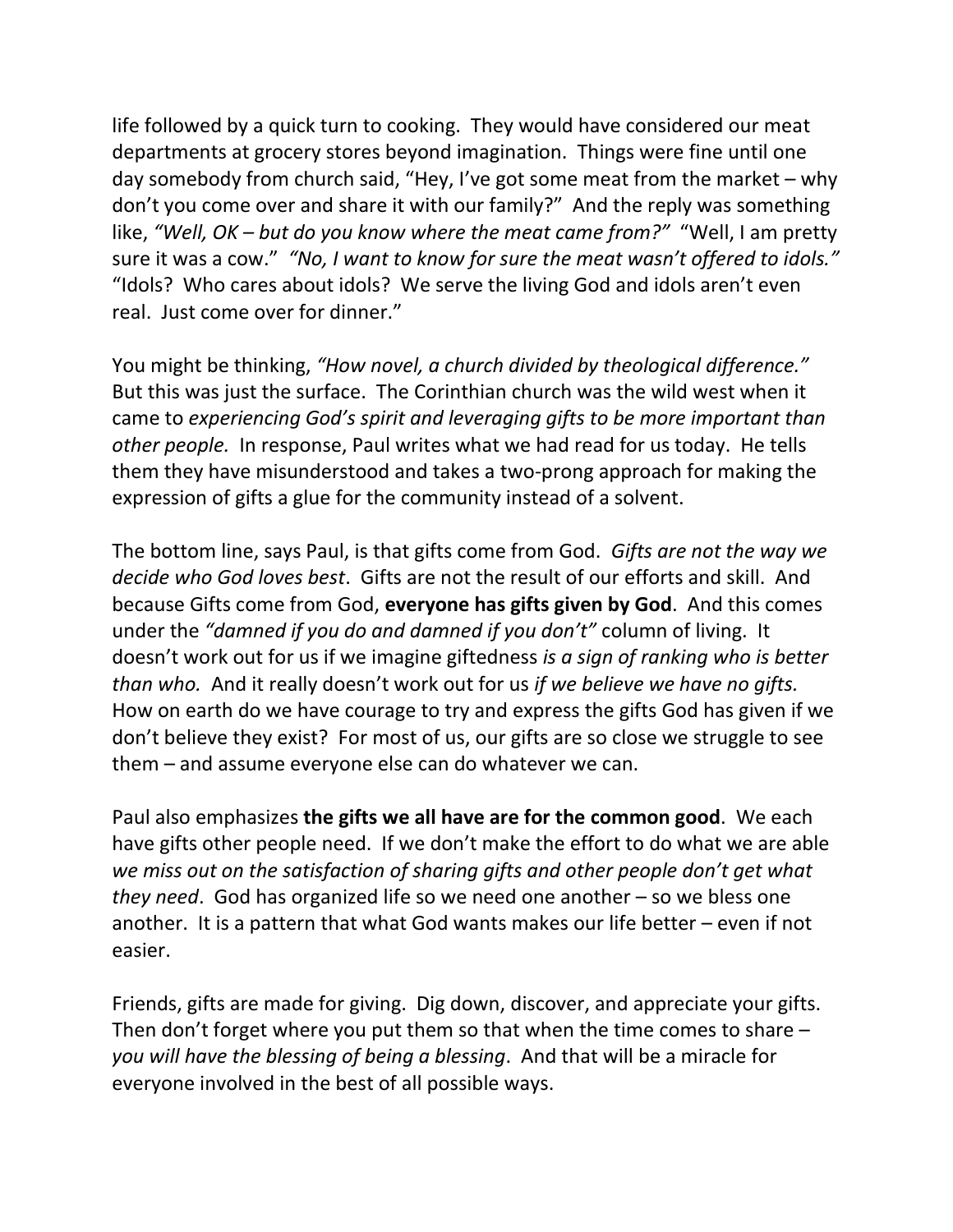life followed by a quick turn to cooking. They would have considered our meat departments at grocery stores beyond imagination. Things were fine until one day somebody from church said, "Hey, I've got some meat from the market – why don't you come over and share it with our family?" And the reply was something like, *"Well, OK – but do you know where the meat came from?"* "Well, I am pretty sure it was a cow." *"No, I want to know for sure the meat wasn't offered to idols."* "Idols? Who cares about idols? We serve the living God and idols aren't even real. Just come over for dinner."

You might be thinking, *"How novel, a church divided by theological difference."* But this was just the surface. The Corinthian church was the wild west when it came to *experiencing God's spirit and leveraging gifts to be more important than other people.* In response, Paul writes what we had read for us today. He tells them they have misunderstood and takes a two-prong approach for making the expression of gifts a glue for the community instead of a solvent.

The bottom line, says Paul, is that gifts come from God. *Gifts are not the way we decide who God loves best*. Gifts are not the result of our efforts and skill. And because Gifts come from God, **everyone has gifts given by God**. And this comes under the *"damned if you do and damned if you don't"* column of living. It doesn't work out for us if we imagine giftedness *is a sign of ranking who is better than who.* And it really doesn't work out for us *if we believe we have no gifts.* How on earth do we have courage to try and express the gifts God has given if we don't believe they exist? For most of us, our gifts are so close we struggle to see them – and assume everyone else can do whatever we can.

Paul also emphasizes **the gifts we all have are for the common good**. We each have gifts other people need. If we don't make the effort to do what we are able *we miss out on the satisfaction of sharing gifts and other people don't get what they need*. God has organized life so we need one another – so we bless one another. It is a pattern that what God wants makes our life better – even if not easier.

Friends, gifts are made for giving. Dig down, discover, and appreciate your gifts. Then don't forget where you put them so that when the time comes to share – *you will have the blessing of being a blessing*. And that will be a miracle for everyone involved in the best of all possible ways.